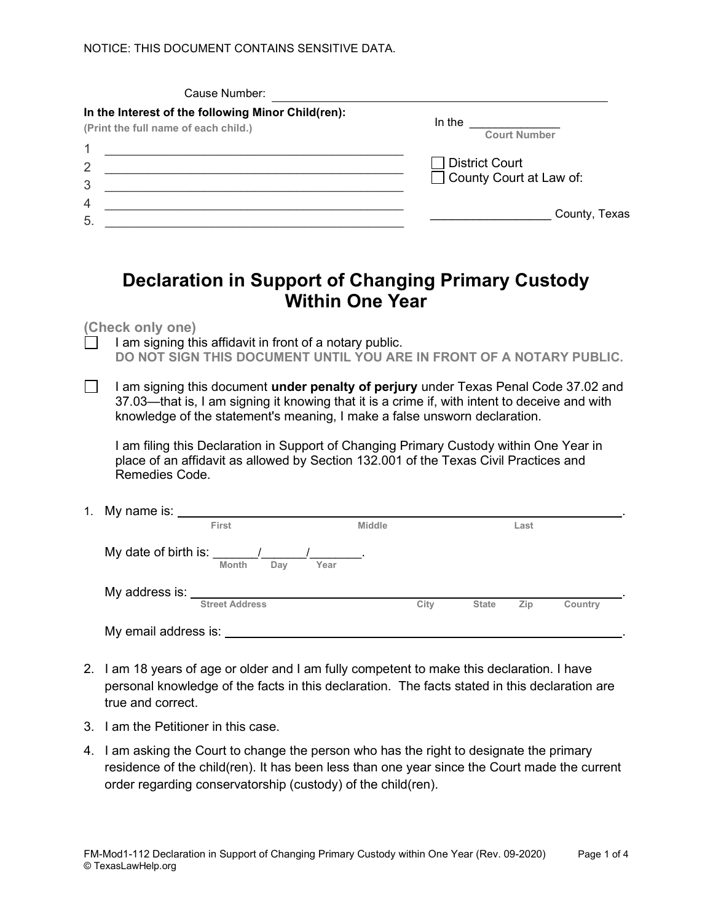NOTICE: THIS DOCUMENT CONTAINS SENSITIVE DATA.

Cause Number: ______________________________________________

**In the Interest of the following Minor Child(ren):**
**(Print the full name of each child.)**

1 ____________________________________________
2 ____________________________________________
3 ____________________________________________
4 ____________________________________________
5. ____________________________________________

In the ______________
**Court Number**

☐ District Court
☐ County Court at Law of:

__________________ County, Texas

# Declaration in Support of Changing Primary Custody Within One Year

**(Check only one)**

☐ I am signing this affidavit in front of a notary public.
**DO NOT SIGN THIS DOCUMENT UNTIL YOU ARE IN FRONT OF A NOTARY PUBLIC.**

☐ I am signing this document **under penalty of perjury** under Texas Penal Code 37.02 and 37.03—that is, I am signing it knowing that it is a crime if, with intent to deceive and with knowledge of the statement's meaning, I make a false unsworn declaration.

I am filing this Declaration in Support of Changing Primary Custody within One Year in place of an affidavit as allowed by Section 132.001 of the Texas Civil Practices and Remedies Code.

1. My name is: ______________________________________________________.
   First Middle Last

   My date of birth is: _______/_______/________.
   Month Day Year

   My address is: ______________________________________________________.
   Street Address City State Zip Country

   My email address is: ______________________________________________________.

2. I am 18 years of age or older and I am fully competent to make this declaration. I have personal knowledge of the facts in this declaration. The facts stated in this declaration are true and correct.

3. I am the Petitioner in this case.

4. I am asking the Court to change the person who has the right to designate the primary residence of the child(ren). It has been less than one year since the Court made the current order regarding conservatorship (custody) of the child(ren).

FM-Mod1-112 Declaration in Support of Changing Primary Custody within One Year (Rev. 09-2020)
© TexasLawHelp.org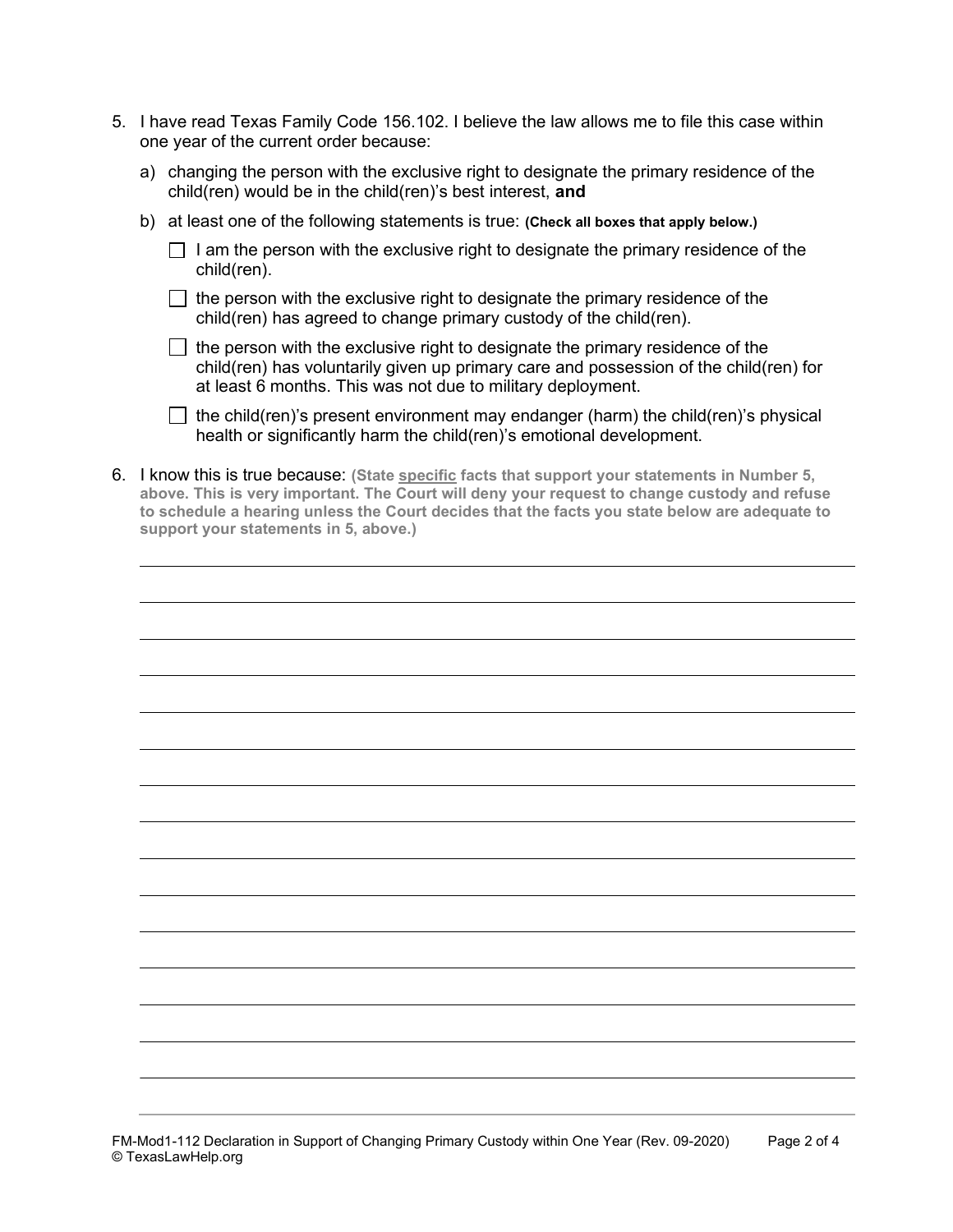5. I have read Texas Family Code 156.102. I believe the law allows me to file this case within one year of the current order because:

   a) changing the person with the exclusive right to designate the primary residence of the child(ren) would be in the child(ren)'s best interest, **and**

   b) at least one of the following statements is true: **(Check all boxes that apply below.)**

   - ☐ I am the person with the exclusive right to designate the primary residence of the child(ren).
   - ☐ the person with the exclusive right to designate the primary residence of the child(ren) has agreed to change primary custody of the child(ren).
   - ☐ the person with the exclusive right to designate the primary residence of the child(ren) has voluntarily given up primary care and possession of the child(ren) for at least 6 months. This was not due to military deployment.
   - ☐ the child(ren)'s present environment may endanger (harm) the child(ren)'s physical health or significantly harm the child(ren)'s emotional development.

6. I know this is true because: **(State specific facts that support your statements in Number 5, above. This is very important. The Court will deny your request to change custody and refuse to schedule a hearing unless the Court decides that the facts you state below are adequate to support your statements in 5, above.)**

______________________________________________________________________________

______________________________________________________________________________

______________________________________________________________________________

______________________________________________________________________________

______________________________________________________________________________

______________________________________________________________________________

______________________________________________________________________________

______________________________________________________________________________

______________________________________________________________________________

______________________________________________________________________________

______________________________________________________________________________

______________________________________________________________________________

______________________________________________________________________________

______________________________________________________________________________

______________________________________________________________________________

FM-Mod1-112 Declaration in Support of Changing Primary Custody within One Year (Rev. 09-2020)
© TexasLawHelp.org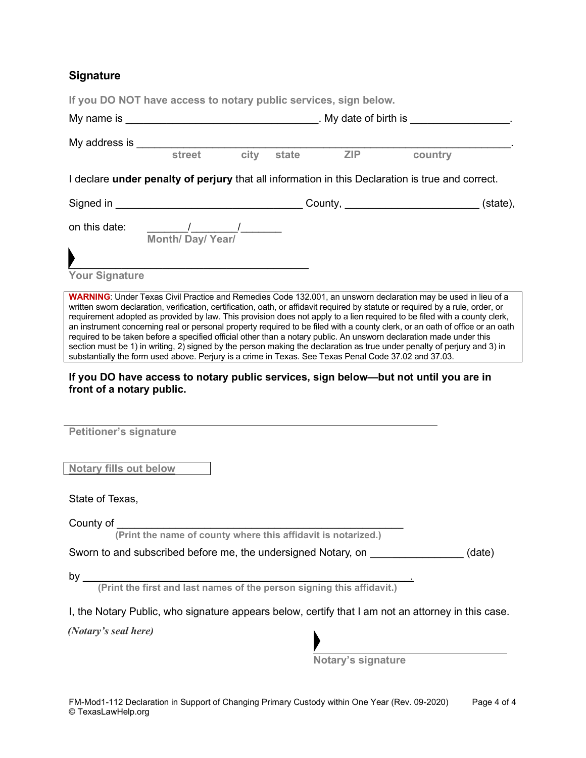## Signature

**If you DO NOT have access to notary public services, sign below.**

My name is __________________________________. My date of birth is _________________.

My address is ______________________________________________________________________.
street city state ZIP country

I declare **under penalty of perjury** that all information in this Declaration is true and correct.

Signed in ________________________________ County, ______________________ (state),

on this date: _______/________/_______
Month/ Day/ Year/

________________________________________
**Your Signature**

**WARNING**: Under Texas Civil Practice and Remedies Code 132.001, an unsworn declaration may be used in lieu of a written sworn declaration, verification, certification, oath, or affidavit required by statute or required by a rule, order, or requirement adopted as provided by law. This provision does not apply to a lien required to be filed with a county clerk, an instrument concerning real or personal property required to be filed with a county clerk, or an oath of office or an oath required to be taken before a specified official other than a notary public. An unsworn declaration made under this section must be 1) in writing, 2) signed by the person making the declaration as true under penalty of perjury and 3) in substantially the form used above. Perjury is a crime in Texas. See Texas Penal Code 37.02 and 37.03.

**If you DO have access to notary public services, sign below—but not until you are in front of a notary public.**

________________________________________________________________
**Petitioner's signature**

**Notary fills out below**

State of Texas,

County of ___________________________________________________
**(Print the name of county where this affidavit is notarized.)**

Sworn to and subscribed before me, the undersigned Notary, on ________________ (date)

by _________________________________________________________.
**(Print the first and last names of the person signing this affidavit.)**

I, the Notary Public, who signature appears below, certify that I am not an attorney in this case.

*(Notary's seal here)*

________________________________________
**Notary's signature**

FM-Mod1-112 Declaration in Support of Changing Primary Custody within One Year (Rev. 09-2020)
© TexasLawHelp.org